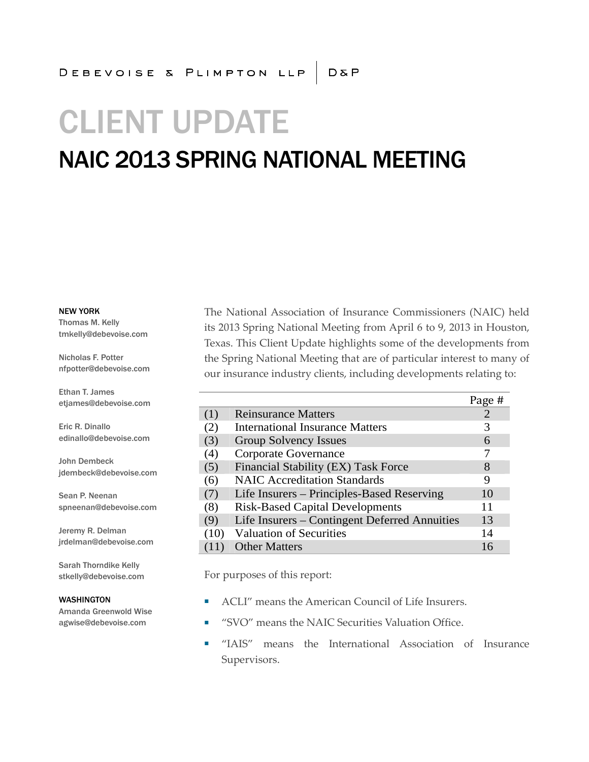Debevoise & Plimpton LLP | D&P

# CLIENT UPDATE

## NAIC 2013 SPRING NATIONAL MEETING

**NEW YORK**

Thomas M. Kelly
tmkelly@debevoise.com

Nicholas F. Potter
nfpotter@debevoise.com

Ethan T. James
etjames@debevoise.com

Eric R. Dinallo
edinallo@debevoise.com

John Dembeck
jdembeck@debevoise.com

Sean P. Neenan
spneenan@debevoise.com

Jeremy R. Delman
jrdelman@debevoise.com

Sarah Thorndike Kelly
stkelly@debevoise.com

**WASHINGTON**

Amanda Greenwold Wise
agwise@debevoise.com

The National Association of Insurance Commissioners (NAIC) held its 2013 Spring National Meeting from April 6 to 9, 2013 in Houston, Texas. This Client Update highlights some of the developments from the Spring National Meeting that are of particular interest to many of our insurance industry clients, including developments relating to:

| | | Page # |
|---|---|---|
| (1) | Reinsurance Matters | 2 |
| (2) | International Insurance Matters | 3 |
| (3) | Group Solvency Issues | 6 |
| (4) | Corporate Governance | 7 |
| (5) | Financial Stability (EX) Task Force | 8 |
| (6) | NAIC Accreditation Standards | 9 |
| (7) | Life Insurers – Principles-Based Reserving | 10 |
| (8) | Risk-Based Capital Developments | 11 |
| (9) | Life Insurers – Contingent Deferred Annuities | 13 |
| (10) | Valuation of Securities | 14 |
| (11) | Other Matters | 16 |

For purposes of this report:

- ACLI" means the American Council of Life Insurers.
- "SVO" means the NAIC Securities Valuation Office.
- "IAIS" means the International Association of Insurance Supervisors.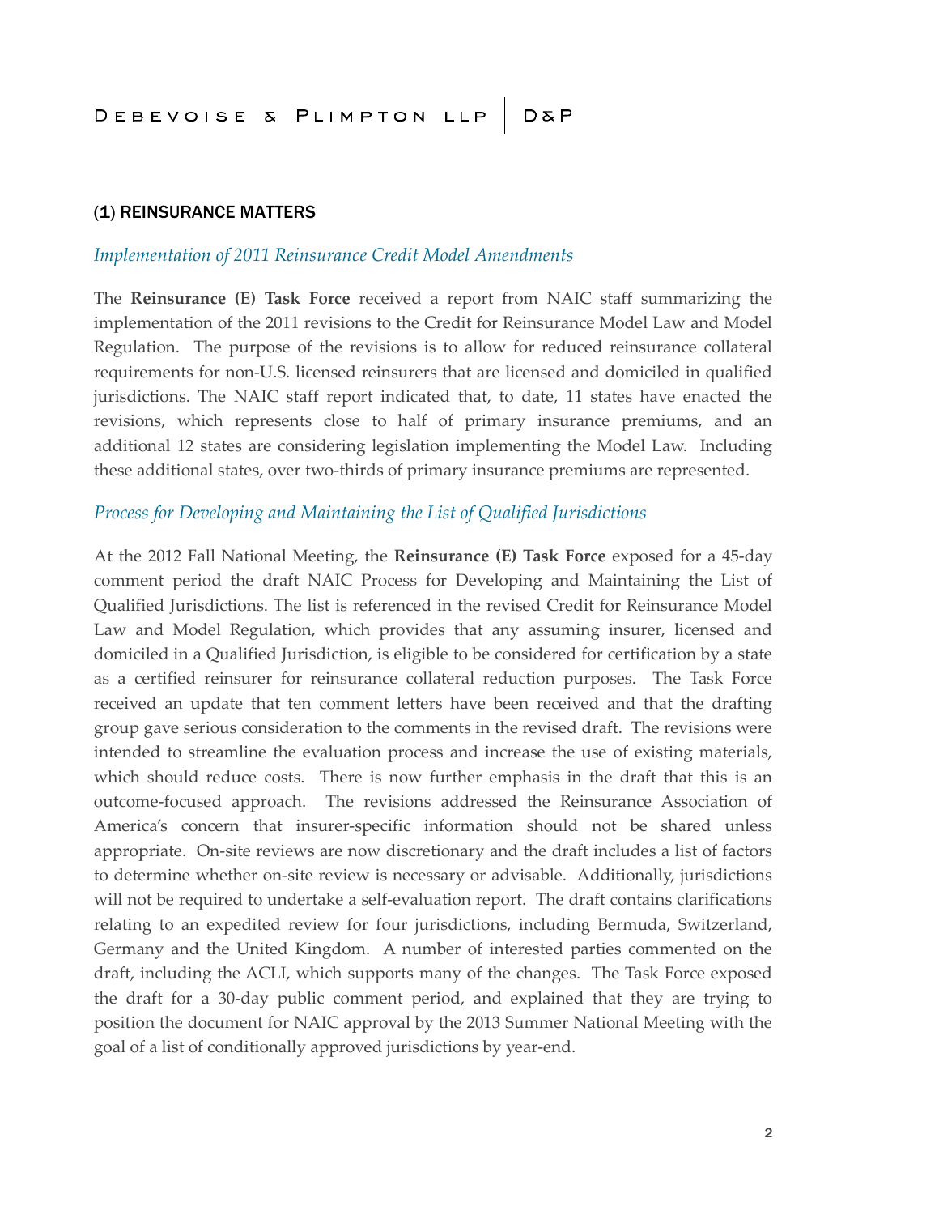## (1) REINSURANCE MATTERS

### *Implementation of 2011 Reinsurance Credit Model Amendments*

The **Reinsurance (E) Task Force** received a report from NAIC staff summarizing the implementation of the 2011 revisions to the Credit for Reinsurance Model Law and Model Regulation. The purpose of the revisions is to allow for reduced reinsurance collateral requirements for non-U.S. licensed reinsurers that are licensed and domiciled in qualified jurisdictions. The NAIC staff report indicated that, to date, 11 states have enacted the revisions, which represents close to half of primary insurance premiums, and an additional 12 states are considering legislation implementing the Model Law. Including these additional states, over two-thirds of primary insurance premiums are represented.

### *Process for Developing and Maintaining the List of Qualified Jurisdictions*

At the 2012 Fall National Meeting, the **Reinsurance (E) Task Force** exposed for a 45-day comment period the draft NAIC Process for Developing and Maintaining the List of Qualified Jurisdictions. The list is referenced in the revised Credit for Reinsurance Model Law and Model Regulation, which provides that any assuming insurer, licensed and domiciled in a Qualified Jurisdiction, is eligible to be considered for certification by a state as a certified reinsurer for reinsurance collateral reduction purposes. The Task Force received an update that ten comment letters have been received and that the drafting group gave serious consideration to the comments in the revised draft. The revisions were intended to streamline the evaluation process and increase the use of existing materials, which should reduce costs. There is now further emphasis in the draft that this is an outcome-focused approach. The revisions addressed the Reinsurance Association of America's concern that insurer-specific information should not be shared unless appropriate. On-site reviews are now discretionary and the draft includes a list of factors to determine whether on-site review is necessary or advisable. Additionally, jurisdictions will not be required to undertake a self-evaluation report. The draft contains clarifications relating to an expedited review for four jurisdictions, including Bermuda, Switzerland, Germany and the United Kingdom. A number of interested parties commented on the draft, including the ACLI, which supports many of the changes. The Task Force exposed the draft for a 30-day public comment period, and explained that they are trying to position the document for NAIC approval by the 2013 Summer National Meeting with the goal of a list of conditionally approved jurisdictions by year-end.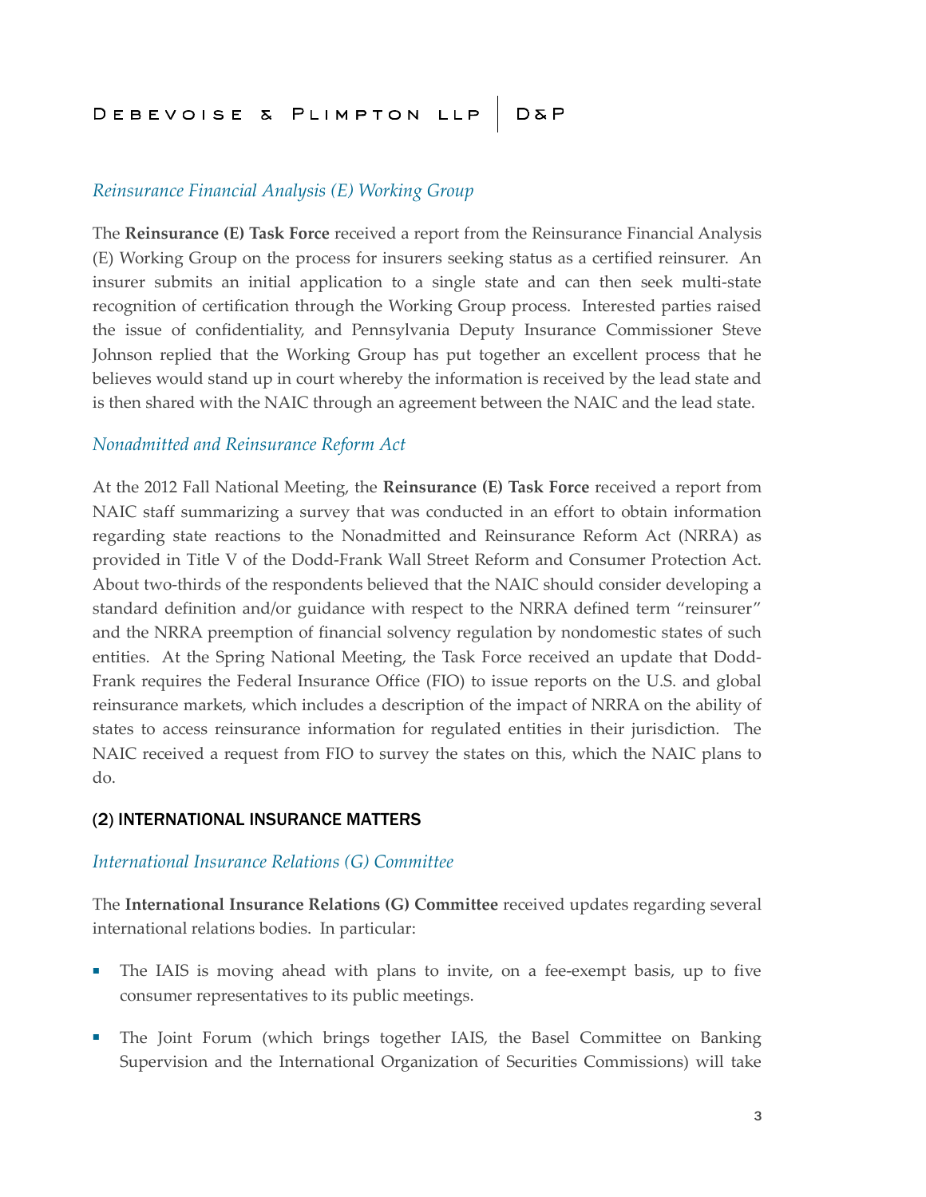### *Reinsurance Financial Analysis (E) Working Group*

The **Reinsurance (E) Task Force** received a report from the Reinsurance Financial Analysis (E) Working Group on the process for insurers seeking status as a certified reinsurer. An insurer submits an initial application to a single state and can then seek multi-state recognition of certification through the Working Group process. Interested parties raised the issue of confidentiality, and Pennsylvania Deputy Insurance Commissioner Steve Johnson replied that the Working Group has put together an excellent process that he believes would stand up in court whereby the information is received by the lead state and is then shared with the NAIC through an agreement between the NAIC and the lead state.

### *Nonadmitted and Reinsurance Reform Act*

At the 2012 Fall National Meeting, the **Reinsurance (E) Task Force** received a report from NAIC staff summarizing a survey that was conducted in an effort to obtain information regarding state reactions to the Nonadmitted and Reinsurance Reform Act (NRRA) as provided in Title V of the Dodd-Frank Wall Street Reform and Consumer Protection Act. About two-thirds of the respondents believed that the NAIC should consider developing a standard definition and/or guidance with respect to the NRRA defined term "reinsurer" and the NRRA preemption of financial solvency regulation by nondomestic states of such entities. At the Spring National Meeting, the Task Force received an update that Dodd-Frank requires the Federal Insurance Office (FIO) to issue reports on the U.S. and global reinsurance markets, which includes a description of the impact of NRRA on the ability of states to access reinsurance information for regulated entities in their jurisdiction. The NAIC received a request from FIO to survey the states on this, which the NAIC plans to do.

## (2) INTERNATIONAL INSURANCE MATTERS

### *International Insurance Relations (G) Committee*

The **International Insurance Relations (G) Committee** received updates regarding several international relations bodies. In particular:

- The IAIS is moving ahead with plans to invite, on a fee-exempt basis, up to five consumer representatives to its public meetings.
- The Joint Forum (which brings together IAIS, the Basel Committee on Banking Supervision and the International Organization of Securities Commissions) will take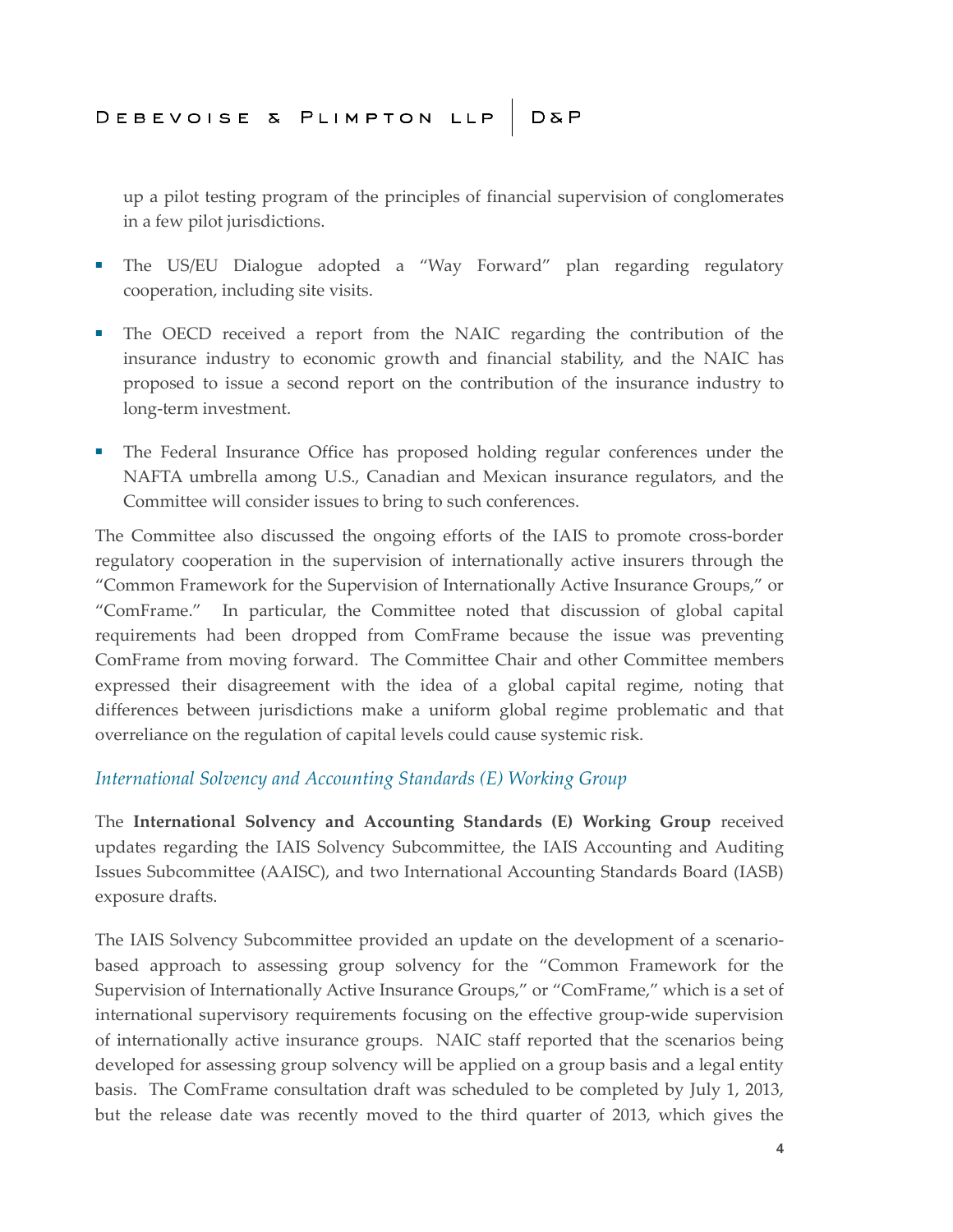up a pilot testing program of the principles of financial supervision of conglomerates in a few pilot jurisdictions.

- The US/EU Dialogue adopted a "Way Forward" plan regarding regulatory cooperation, including site visits.
- The OECD received a report from the NAIC regarding the contribution of the insurance industry to economic growth and financial stability, and the NAIC has proposed to issue a second report on the contribution of the insurance industry to long-term investment.
- The Federal Insurance Office has proposed holding regular conferences under the NAFTA umbrella among U.S., Canadian and Mexican insurance regulators, and the Committee will consider issues to bring to such conferences.

The Committee also discussed the ongoing efforts of the IAIS to promote cross-border regulatory cooperation in the supervision of internationally active insurers through the "Common Framework for the Supervision of Internationally Active Insurance Groups," or "ComFrame." In particular, the Committee noted that discussion of global capital requirements had been dropped from ComFrame because the issue was preventing ComFrame from moving forward. The Committee Chair and other Committee members expressed their disagreement with the idea of a global capital regime, noting that differences between jurisdictions make a uniform global regime problematic and that overreliance on the regulation of capital levels could cause systemic risk.

### *International Solvency and Accounting Standards (E) Working Group*

The **International Solvency and Accounting Standards (E) Working Group** received updates regarding the IAIS Solvency Subcommittee, the IAIS Accounting and Auditing Issues Subcommittee (AAISC), and two International Accounting Standards Board (IASB) exposure drafts.

The IAIS Solvency Subcommittee provided an update on the development of a scenario-based approach to assessing group solvency for the "Common Framework for the Supervision of Internationally Active Insurance Groups," or "ComFrame," which is a set of international supervisory requirements focusing on the effective group-wide supervision of internationally active insurance groups. NAIC staff reported that the scenarios being developed for assessing group solvency will be applied on a group basis and a legal entity basis. The ComFrame consultation draft was scheduled to be completed by July 1, 2013, but the release date was recently moved to the third quarter of 2013, which gives the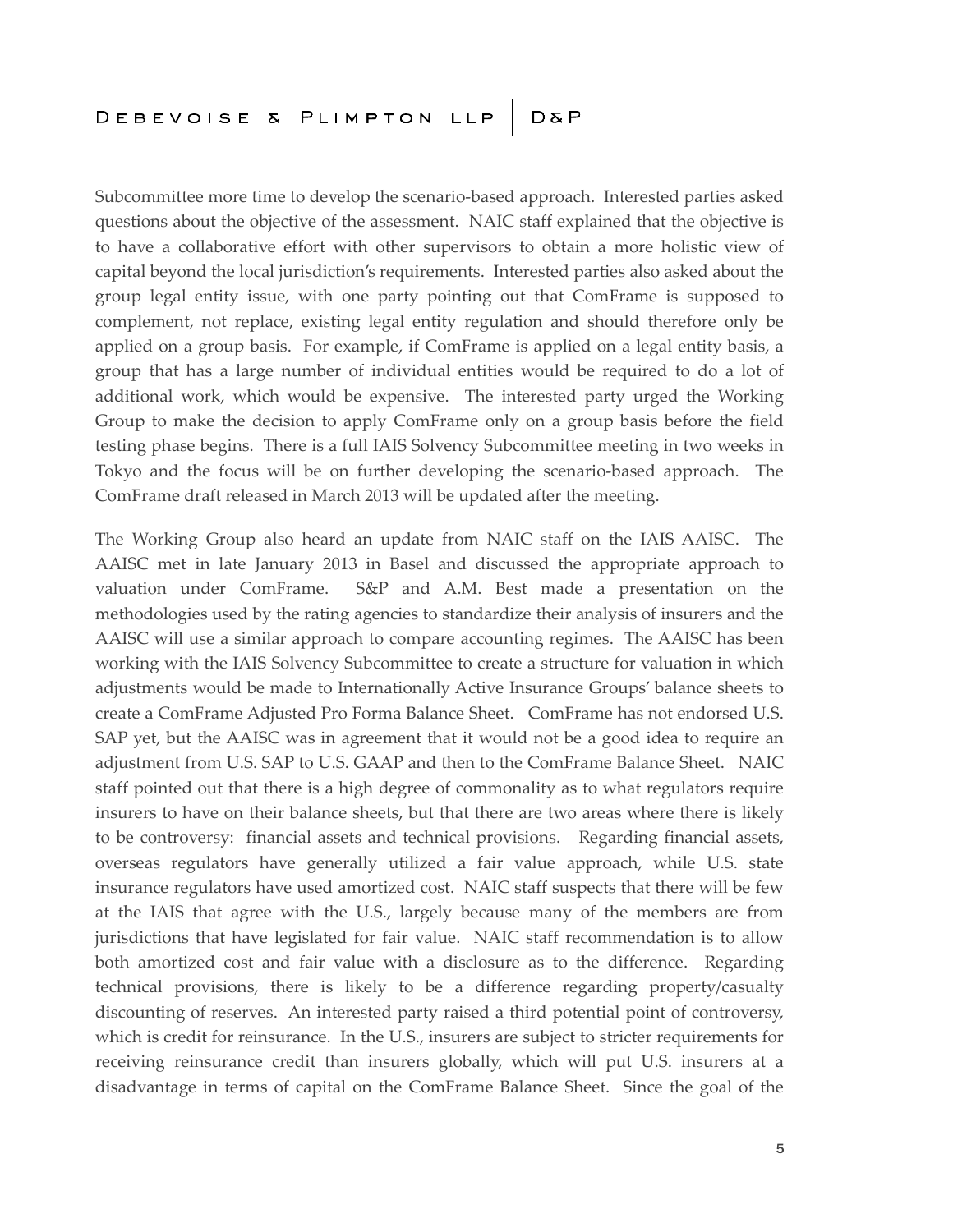Subcommittee more time to develop the scenario-based approach. Interested parties asked questions about the objective of the assessment. NAIC staff explained that the objective is to have a collaborative effort with other supervisors to obtain a more holistic view of capital beyond the local jurisdiction's requirements. Interested parties also asked about the group legal entity issue, with one party pointing out that ComFrame is supposed to complement, not replace, existing legal entity regulation and should therefore only be applied on a group basis. For example, if ComFrame is applied on a legal entity basis, a group that has a large number of individual entities would be required to do a lot of additional work, which would be expensive. The interested party urged the Working Group to make the decision to apply ComFrame only on a group basis before the field testing phase begins. There is a full IAIS Solvency Subcommittee meeting in two weeks in Tokyo and the focus will be on further developing the scenario-based approach. The ComFrame draft released in March 2013 will be updated after the meeting.

The Working Group also heard an update from NAIC staff on the IAIS AAISC. The AAISC met in late January 2013 in Basel and discussed the appropriate approach to valuation under ComFrame. S&P and A.M. Best made a presentation on the methodologies used by the rating agencies to standardize their analysis of insurers and the AAISC will use a similar approach to compare accounting regimes. The AAISC has been working with the IAIS Solvency Subcommittee to create a structure for valuation in which adjustments would be made to Internationally Active Insurance Groups' balance sheets to create a ComFrame Adjusted Pro Forma Balance Sheet. ComFrame has not endorsed U.S. SAP yet, but the AAISC was in agreement that it would not be a good idea to require an adjustment from U.S. SAP to U.S. GAAP and then to the ComFrame Balance Sheet. NAIC staff pointed out that there is a high degree of commonality as to what regulators require insurers to have on their balance sheets, but that there are two areas where there is likely to be controversy: financial assets and technical provisions. Regarding financial assets, overseas regulators have generally utilized a fair value approach, while U.S. state insurance regulators have used amortized cost. NAIC staff suspects that there will be few at the IAIS that agree with the U.S., largely because many of the members are from jurisdictions that have legislated for fair value. NAIC staff recommendation is to allow both amortized cost and fair value with a disclosure as to the difference. Regarding technical provisions, there is likely to be a difference regarding property/casualty discounting of reserves. An interested party raised a third potential point of controversy, which is credit for reinsurance. In the U.S., insurers are subject to stricter requirements for receiving reinsurance credit than insurers globally, which will put U.S. insurers at a disadvantage in terms of capital on the ComFrame Balance Sheet. Since the goal of the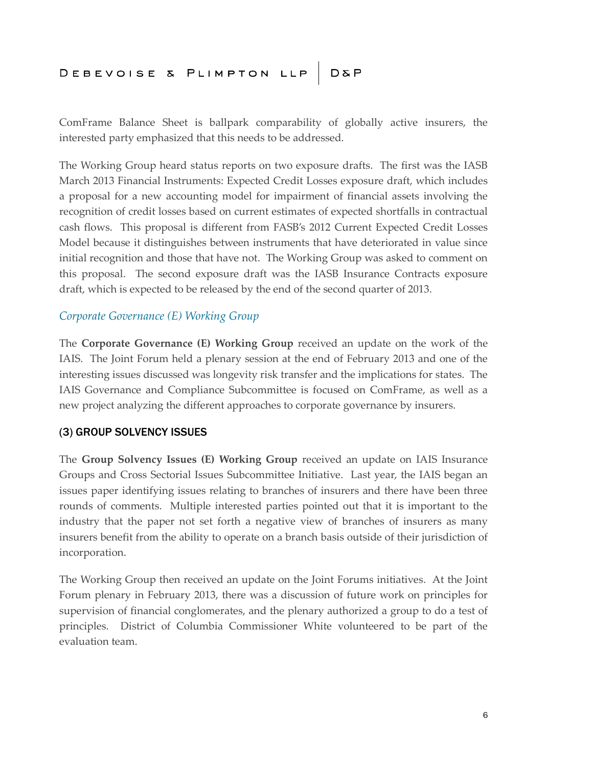ComFrame Balance Sheet is ballpark comparability of globally active insurers, the interested party emphasized that this needs to be addressed.

The Working Group heard status reports on two exposure drafts. The first was the IASB March 2013 Financial Instruments: Expected Credit Losses exposure draft, which includes a proposal for a new accounting model for impairment of financial assets involving the recognition of credit losses based on current estimates of expected shortfalls in contractual cash flows. This proposal is different from FASB's 2012 Current Expected Credit Losses Model because it distinguishes between instruments that have deteriorated in value since initial recognition and those that have not. The Working Group was asked to comment on this proposal. The second exposure draft was the IASB Insurance Contracts exposure draft, which is expected to be released by the end of the second quarter of 2013.

### *Corporate Governance (E) Working Group*

The **Corporate Governance (E) Working Group** received an update on the work of the IAIS. The Joint Forum held a plenary session at the end of February 2013 and one of the interesting issues discussed was longevity risk transfer and the implications for states. The IAIS Governance and Compliance Subcommittee is focused on ComFrame, as well as a new project analyzing the different approaches to corporate governance by insurers.

## (3) GROUP SOLVENCY ISSUES

The **Group Solvency Issues (E) Working Group** received an update on IAIS Insurance Groups and Cross Sectorial Issues Subcommittee Initiative. Last year, the IAIS began an issues paper identifying issues relating to branches of insurers and there have been three rounds of comments. Multiple interested parties pointed out that it is important to the industry that the paper not set forth a negative view of branches of insurers as many insurers benefit from the ability to operate on a branch basis outside of their jurisdiction of incorporation.

The Working Group then received an update on the Joint Forums initiatives. At the Joint Forum plenary in February 2013, there was a discussion of future work on principles for supervision of financial conglomerates, and the plenary authorized a group to do a test of principles. District of Columbia Commissioner White volunteered to be part of the evaluation team.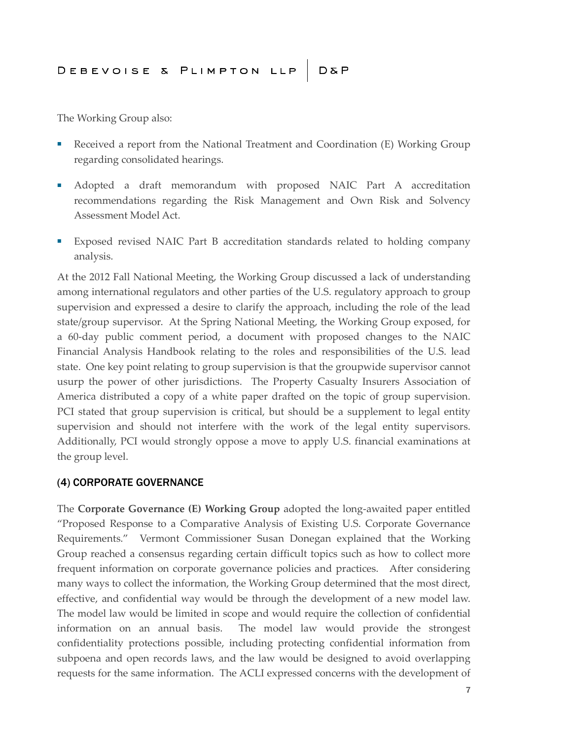The Working Group also:

- Received a report from the National Treatment and Coordination (E) Working Group regarding consolidated hearings.
- Adopted a draft memorandum with proposed NAIC Part A accreditation recommendations regarding the Risk Management and Own Risk and Solvency Assessment Model Act.
- Exposed revised NAIC Part B accreditation standards related to holding company analysis.

At the 2012 Fall National Meeting, the Working Group discussed a lack of understanding among international regulators and other parties of the U.S. regulatory approach to group supervision and expressed a desire to clarify the approach, including the role of the lead state/group supervisor. At the Spring National Meeting, the Working Group exposed, for a 60-day public comment period, a document with proposed changes to the NAIC Financial Analysis Handbook relating to the roles and responsibilities of the U.S. lead state. One key point relating to group supervision is that the groupwide supervisor cannot usurp the power of other jurisdictions. The Property Casualty Insurers Association of America distributed a copy of a white paper drafted on the topic of group supervision. PCI stated that group supervision is critical, but should be a supplement to legal entity supervision and should not interfere with the work of the legal entity supervisors. Additionally, PCI would strongly oppose a move to apply U.S. financial examinations at the group level.

### (4) CORPORATE GOVERNANCE

The **Corporate Governance (E) Working Group** adopted the long-awaited paper entitled "Proposed Response to a Comparative Analysis of Existing U.S. Corporate Governance Requirements." Vermont Commissioner Susan Donegan explained that the Working Group reached a consensus regarding certain difficult topics such as how to collect more frequent information on corporate governance policies and practices. After considering many ways to collect the information, the Working Group determined that the most direct, effective, and confidential way would be through the development of a new model law. The model law would be limited in scope and would require the collection of confidential information on an annual basis. The model law would provide the strongest confidentiality protections possible, including protecting confidential information from subpoena and open records laws, and the law would be designed to avoid overlapping requests for the same information. The ACLI expressed concerns with the development of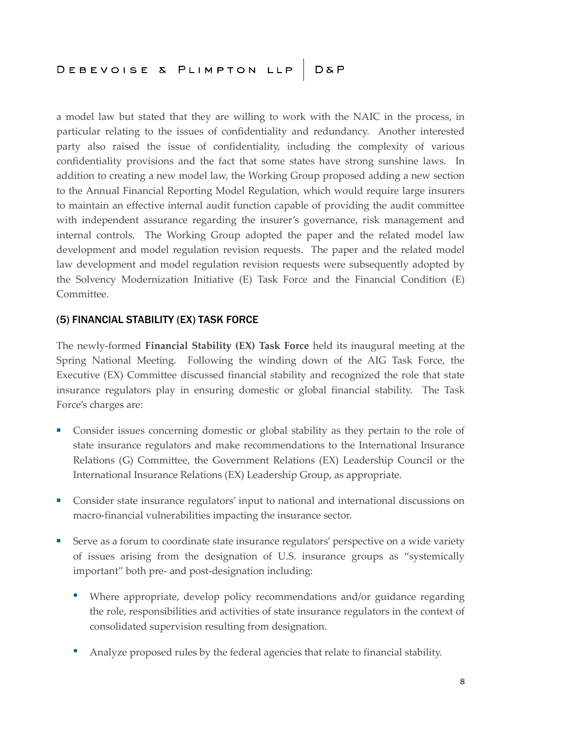a model law but stated that they are willing to work with the NAIC in the process, in particular relating to the issues of confidentiality and redundancy. Another interested party also raised the issue of confidentiality, including the complexity of various confidentiality provisions and the fact that some states have strong sunshine laws. In addition to creating a new model law, the Working Group proposed adding a new section to the Annual Financial Reporting Model Regulation, which would require large insurers to maintain an effective internal audit function capable of providing the audit committee with independent assurance regarding the insurer's governance, risk management and internal controls. The Working Group adopted the paper and the related model law development and model regulation revision requests. The paper and the related model law development and model regulation revision requests were subsequently adopted by the Solvency Modernization Initiative (E) Task Force and the Financial Condition (E) Committee.

## (5) FINANCIAL STABILITY (EX) TASK FORCE

The newly-formed **Financial Stability (EX) Task Force** held its inaugural meeting at the Spring National Meeting. Following the winding down of the AIG Task Force, the Executive (EX) Committee discussed financial stability and recognized the role that state insurance regulators play in ensuring domestic or global financial stability. The Task Force's charges are:

- Consider issues concerning domestic or global stability as they pertain to the role of state insurance regulators and make recommendations to the International Insurance Relations (G) Committee, the Government Relations (EX) Leadership Council or the International Insurance Relations (EX) Leadership Group, as appropriate.
- Consider state insurance regulators' input to national and international discussions on macro-financial vulnerabilities impacting the insurance sector.
- Serve as a forum to coordinate state insurance regulators' perspective on a wide variety of issues arising from the designation of U.S. insurance groups as "systemically important" both pre- and post-designation including:
  - Where appropriate, develop policy recommendations and/or guidance regarding the role, responsibilities and activities of state insurance regulators in the context of consolidated supervision resulting from designation.
  - Analyze proposed rules by the federal agencies that relate to financial stability.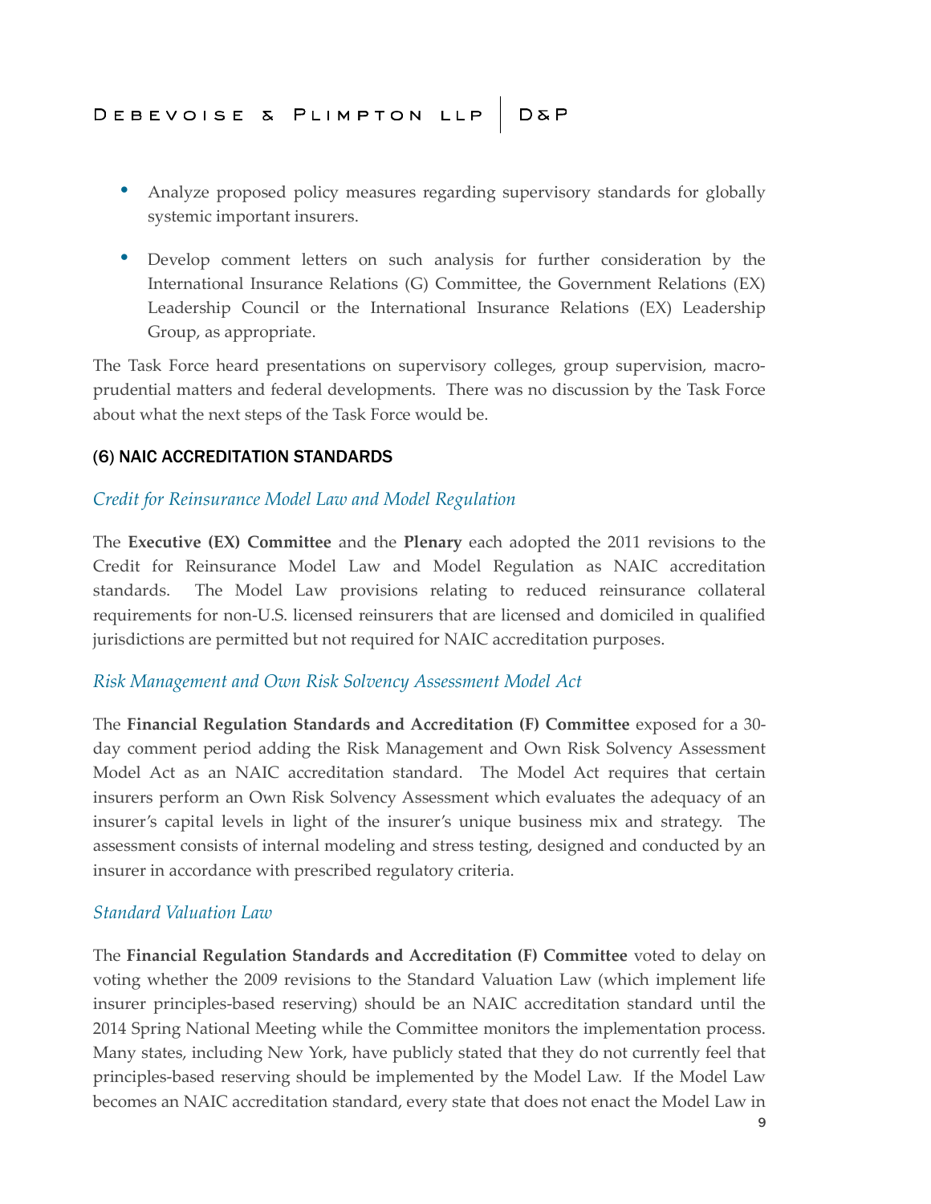- Analyze proposed policy measures regarding supervisory standards for globally systemic important insurers.
- Develop comment letters on such analysis for further consideration by the International Insurance Relations (G) Committee, the Government Relations (EX) Leadership Council or the International Insurance Relations (EX) Leadership Group, as appropriate.

The Task Force heard presentations on supervisory colleges, group supervision, macro-prudential matters and federal developments. There was no discussion by the Task Force about what the next steps of the Task Force would be.

## (6) NAIC ACCREDITATION STANDARDS

### *Credit for Reinsurance Model Law and Model Regulation*

The **Executive (EX) Committee** and the **Plenary** each adopted the 2011 revisions to the Credit for Reinsurance Model Law and Model Regulation as NAIC accreditation standards. The Model Law provisions relating to reduced reinsurance collateral requirements for non-U.S. licensed reinsurers that are licensed and domiciled in qualified jurisdictions are permitted but not required for NAIC accreditation purposes.

### *Risk Management and Own Risk Solvency Assessment Model Act*

The **Financial Regulation Standards and Accreditation (F) Committee** exposed for a 30-day comment period adding the Risk Management and Own Risk Solvency Assessment Model Act as an NAIC accreditation standard. The Model Act requires that certain insurers perform an Own Risk Solvency Assessment which evaluates the adequacy of an insurer's capital levels in light of the insurer's unique business mix and strategy. The assessment consists of internal modeling and stress testing, designed and conducted by an insurer in accordance with prescribed regulatory criteria.

### *Standard Valuation Law*

The **Financial Regulation Standards and Accreditation (F) Committee** voted to delay on voting whether the 2009 revisions to the Standard Valuation Law (which implement life insurer principles-based reserving) should be an NAIC accreditation standard until the 2014 Spring National Meeting while the Committee monitors the implementation process. Many states, including New York, have publicly stated that they do not currently feel that principles-based reserving should be implemented by the Model Law. If the Model Law becomes an NAIC accreditation standard, every state that does not enact the Model Law in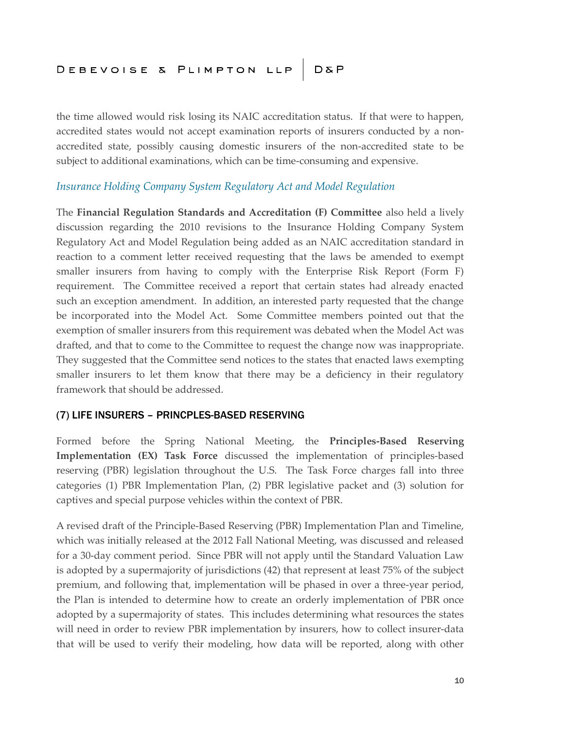the time allowed would risk losing its NAIC accreditation status. If that were to happen, accredited states would not accept examination reports of insurers conducted by a non-accredited state, possibly causing domestic insurers of the non-accredited state to be subject to additional examinations, which can be time-consuming and expensive.

### *Insurance Holding Company System Regulatory Act and Model Regulation*

The **Financial Regulation Standards and Accreditation (F) Committee** also held a lively discussion regarding the 2010 revisions to the Insurance Holding Company System Regulatory Act and Model Regulation being added as an NAIC accreditation standard in reaction to a comment letter received requesting that the laws be amended to exempt smaller insurers from having to comply with the Enterprise Risk Report (Form F) requirement. The Committee received a report that certain states had already enacted such an exception amendment. In addition, an interested party requested that the change be incorporated into the Model Act. Some Committee members pointed out that the exemption of smaller insurers from this requirement was debated when the Model Act was drafted, and that to come to the Committee to request the change now was inappropriate. They suggested that the Committee send notices to the states that enacted laws exempting smaller insurers to let them know that there may be a deficiency in their regulatory framework that should be addressed.

## (7) LIFE INSURERS – PRINCPLES-BASED RESERVING

Formed before the Spring National Meeting, the **Principles-Based Reserving Implementation (EX) Task Force** discussed the implementation of principles-based reserving (PBR) legislation throughout the U.S. The Task Force charges fall into three categories (1) PBR Implementation Plan, (2) PBR legislative packet and (3) solution for captives and special purpose vehicles within the context of PBR.

A revised draft of the Principle-Based Reserving (PBR) Implementation Plan and Timeline, which was initially released at the 2012 Fall National Meeting, was discussed and released for a 30-day comment period. Since PBR will not apply until the Standard Valuation Law is adopted by a supermajority of jurisdictions (42) that represent at least 75% of the subject premium, and following that, implementation will be phased in over a three-year period, the Plan is intended to determine how to create an orderly implementation of PBR once adopted by a supermajority of states. This includes determining what resources the states will need in order to review PBR implementation by insurers, how to collect insurer-data that will be used to verify their modeling, how data will be reported, along with other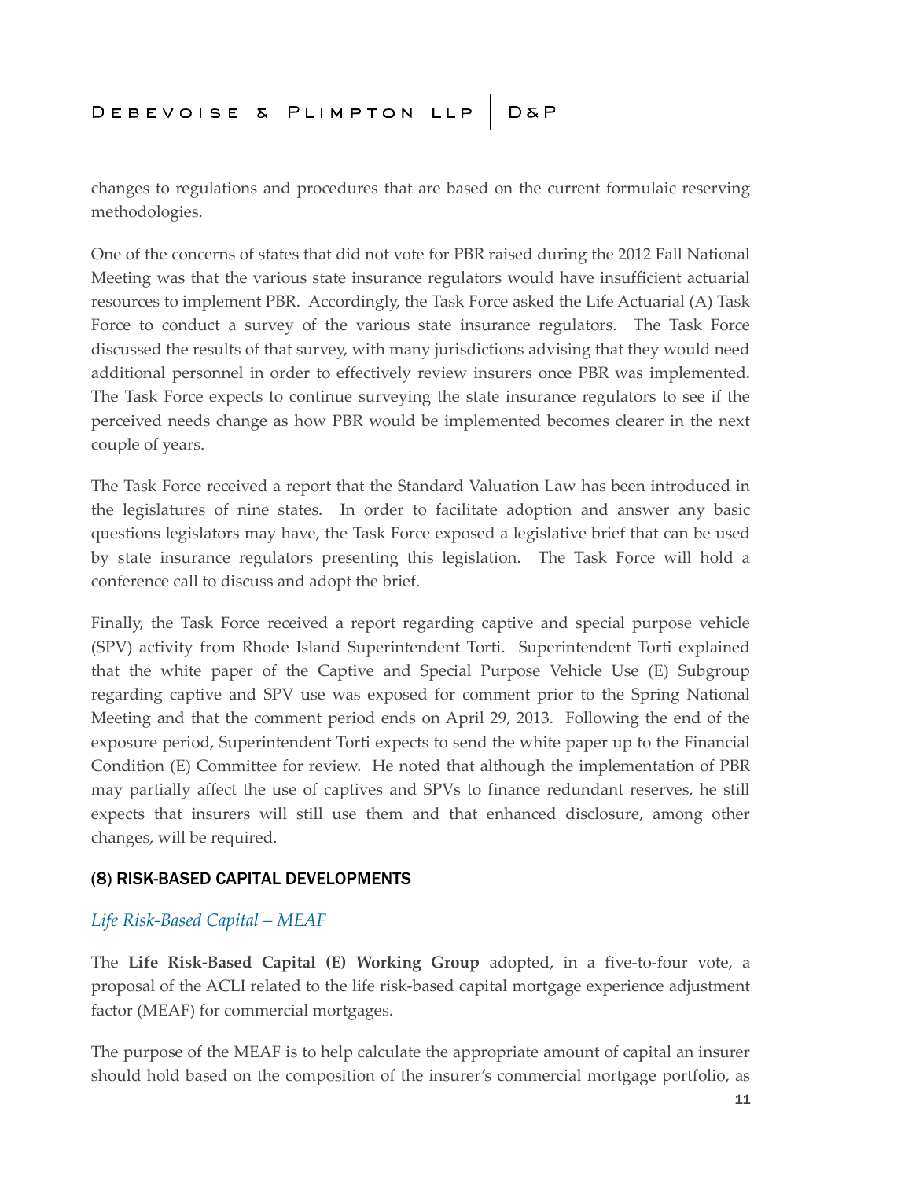changes to regulations and procedures that are based on the current formulaic reserving methodologies.

One of the concerns of states that did not vote for PBR raised during the 2012 Fall National Meeting was that the various state insurance regulators would have insufficient actuarial resources to implement PBR. Accordingly, the Task Force asked the Life Actuarial (A) Task Force to conduct a survey of the various state insurance regulators. The Task Force discussed the results of that survey, with many jurisdictions advising that they would need additional personnel in order to effectively review insurers once PBR was implemented. The Task Force expects to continue surveying the state insurance regulators to see if the perceived needs change as how PBR would be implemented becomes clearer in the next couple of years.

The Task Force received a report that the Standard Valuation Law has been introduced in the legislatures of nine states. In order to facilitate adoption and answer any basic questions legislators may have, the Task Force exposed a legislative brief that can be used by state insurance regulators presenting this legislation. The Task Force will hold a conference call to discuss and adopt the brief.

Finally, the Task Force received a report regarding captive and special purpose vehicle (SPV) activity from Rhode Island Superintendent Torti. Superintendent Torti explained that the white paper of the Captive and Special Purpose Vehicle Use (E) Subgroup regarding captive and SPV use was exposed for comment prior to the Spring National Meeting and that the comment period ends on April 29, 2013. Following the end of the exposure period, Superintendent Torti expects to send the white paper up to the Financial Condition (E) Committee for review. He noted that although the implementation of PBR may partially affect the use of captives and SPVs to finance redundant reserves, he still expects that insurers will still use them and that enhanced disclosure, among other changes, will be required.

## (8) RISK-BASED CAPITAL DEVELOPMENTS

### *Life Risk-Based Capital – MEAF*

The **Life Risk-Based Capital (E) Working Group** adopted, in a five-to-four vote, a proposal of the ACLI related to the life risk-based capital mortgage experience adjustment factor (MEAF) for commercial mortgages.

The purpose of the MEAF is to help calculate the appropriate amount of capital an insurer should hold based on the composition of the insurer's commercial mortgage portfolio, as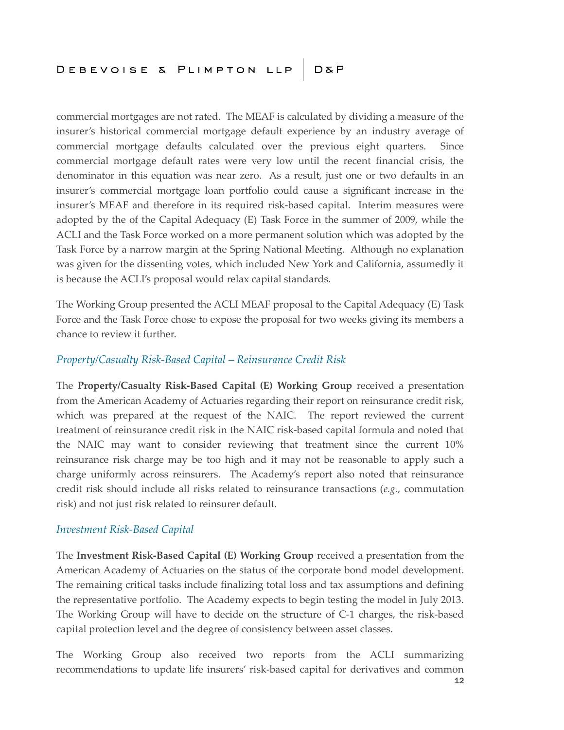commercial mortgages are not rated. The MEAF is calculated by dividing a measure of the insurer's historical commercial mortgage default experience by an industry average of commercial mortgage defaults calculated over the previous eight quarters. Since commercial mortgage default rates were very low until the recent financial crisis, the denominator in this equation was near zero. As a result, just one or two defaults in an insurer's commercial mortgage loan portfolio could cause a significant increase in the insurer's MEAF and therefore in its required risk-based capital. Interim measures were adopted by the of the Capital Adequacy (E) Task Force in the summer of 2009, while the ACLI and the Task Force worked on a more permanent solution which was adopted by the Task Force by a narrow margin at the Spring National Meeting. Although no explanation was given for the dissenting votes, which included New York and California, assumedly it is because the ACLI's proposal would relax capital standards.

The Working Group presented the ACLI MEAF proposal to the Capital Adequacy (E) Task Force and the Task Force chose to expose the proposal for two weeks giving its members a chance to review it further.

*Property/Casualty Risk-Based Capital – Reinsurance Credit Risk*

The **Property/Casualty Risk-Based Capital (E) Working Group** received a presentation from the American Academy of Actuaries regarding their report on reinsurance credit risk, which was prepared at the request of the NAIC. The report reviewed the current treatment of reinsurance credit risk in the NAIC risk-based capital formula and noted that the NAIC may want to consider reviewing that treatment since the current 10% reinsurance risk charge may be too high and it may not be reasonable to apply such a charge uniformly across reinsurers. The Academy's report also noted that reinsurance credit risk should include all risks related to reinsurance transactions (*e.g.*, commutation risk) and not just risk related to reinsurer default.

*Investment Risk-Based Capital*

The **Investment Risk-Based Capital (E) Working Group** received a presentation from the American Academy of Actuaries on the status of the corporate bond model development. The remaining critical tasks include finalizing total loss and tax assumptions and defining the representative portfolio. The Academy expects to begin testing the model in July 2013. The Working Group will have to decide on the structure of C-1 charges, the risk-based capital protection level and the degree of consistency between asset classes.

The Working Group also received two reports from the ACLI summarizing recommendations to update life insurers' risk-based capital for derivatives and common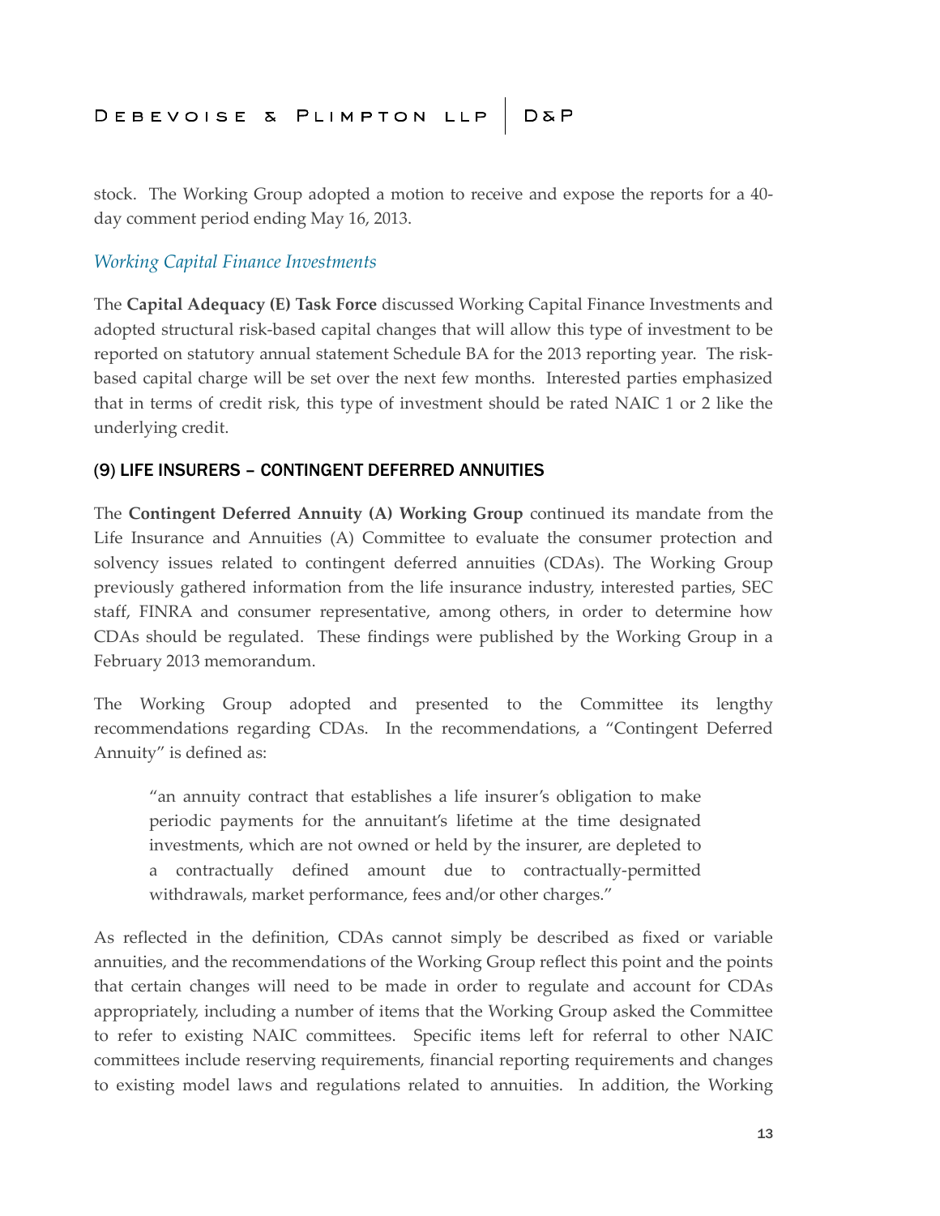stock. The Working Group adopted a motion to receive and expose the reports for a 40-day comment period ending May 16, 2013.

### *Working Capital Finance Investments*

The **Capital Adequacy (E) Task Force** discussed Working Capital Finance Investments and adopted structural risk-based capital changes that will allow this type of investment to be reported on statutory annual statement Schedule BA for the 2013 reporting year. The risk-based capital charge will be set over the next few months. Interested parties emphasized that in terms of credit risk, this type of investment should be rated NAIC 1 or 2 like the underlying credit.

## (9) LIFE INSURERS – CONTINGENT DEFERRED ANNUITIES

The **Contingent Deferred Annuity (A) Working Group** continued its mandate from the Life Insurance and Annuities (A) Committee to evaluate the consumer protection and solvency issues related to contingent deferred annuities (CDAs). The Working Group previously gathered information from the life insurance industry, interested parties, SEC staff, FINRA and consumer representative, among others, in order to determine how CDAs should be regulated. These findings were published by the Working Group in a February 2013 memorandum.

The Working Group adopted and presented to the Committee its lengthy recommendations regarding CDAs. In the recommendations, a "Contingent Deferred Annuity" is defined as:

> "an annuity contract that establishes a life insurer's obligation to make periodic payments for the annuitant's lifetime at the time designated investments, which are not owned or held by the insurer, are depleted to a contractually defined amount due to contractually-permitted withdrawals, market performance, fees and/or other charges."

As reflected in the definition, CDAs cannot simply be described as fixed or variable annuities, and the recommendations of the Working Group reflect this point and the points that certain changes will need to be made in order to regulate and account for CDAs appropriately, including a number of items that the Working Group asked the Committee to refer to existing NAIC committees. Specific items left for referral to other NAIC committees include reserving requirements, financial reporting requirements and changes to existing model laws and regulations related to annuities. In addition, the Working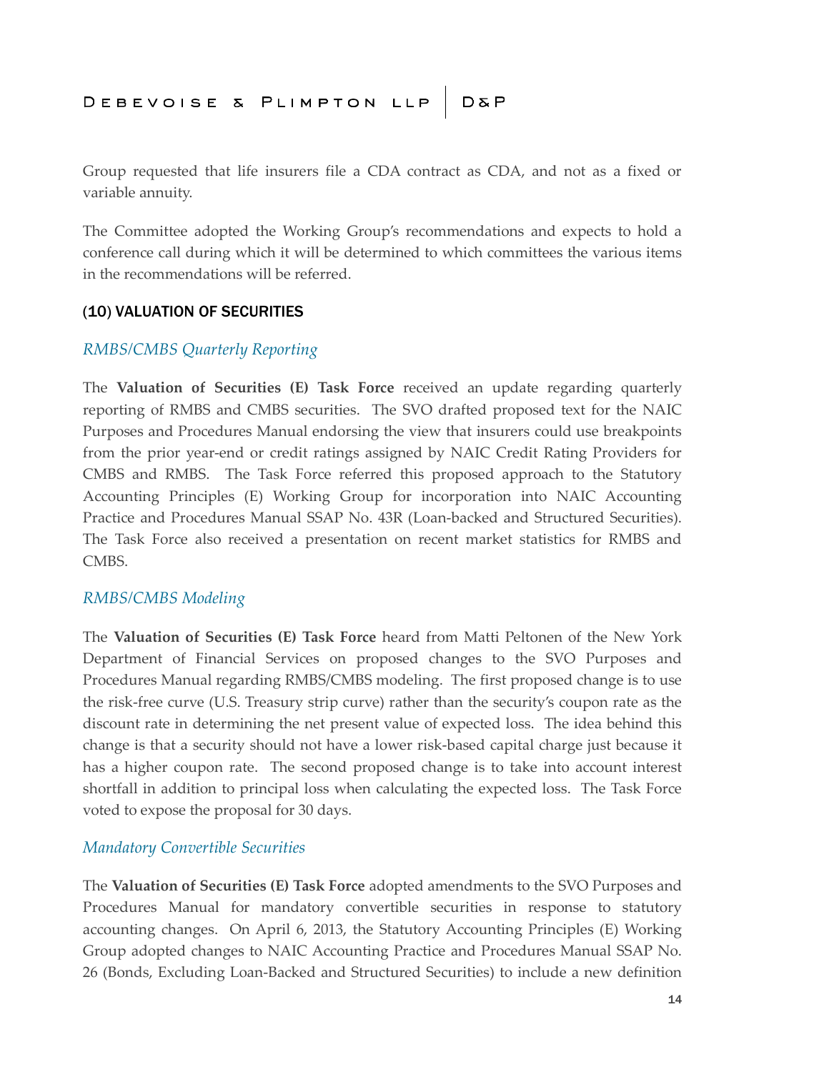Group requested that life insurers file a CDA contract as CDA, and not as a fixed or variable annuity.

The Committee adopted the Working Group's recommendations and expects to hold a conference call during which it will be determined to which committees the various items in the recommendations will be referred.

## (10) VALUATION OF SECURITIES

### *RMBS/CMBS Quarterly Reporting*

The **Valuation of Securities (E) Task Force** received an update regarding quarterly reporting of RMBS and CMBS securities. The SVO drafted proposed text for the NAIC Purposes and Procedures Manual endorsing the view that insurers could use breakpoints from the prior year-end or credit ratings assigned by NAIC Credit Rating Providers for CMBS and RMBS. The Task Force referred this proposed approach to the Statutory Accounting Principles (E) Working Group for incorporation into NAIC Accounting Practice and Procedures Manual SSAP No. 43R (Loan-backed and Structured Securities). The Task Force also received a presentation on recent market statistics for RMBS and CMBS.

### *RMBS/CMBS Modeling*

The **Valuation of Securities (E) Task Force** heard from Matti Peltonen of the New York Department of Financial Services on proposed changes to the SVO Purposes and Procedures Manual regarding RMBS/CMBS modeling. The first proposed change is to use the risk-free curve (U.S. Treasury strip curve) rather than the security's coupon rate as the discount rate in determining the net present value of expected loss. The idea behind this change is that a security should not have a lower risk-based capital charge just because it has a higher coupon rate. The second proposed change is to take into account interest shortfall in addition to principal loss when calculating the expected loss. The Task Force voted to expose the proposal for 30 days.

### *Mandatory Convertible Securities*

The **Valuation of Securities (E) Task Force** adopted amendments to the SVO Purposes and Procedures Manual for mandatory convertible securities in response to statutory accounting changes. On April 6, 2013, the Statutory Accounting Principles (E) Working Group adopted changes to NAIC Accounting Practice and Procedures Manual SSAP No. 26 (Bonds, Excluding Loan-Backed and Structured Securities) to include a new definition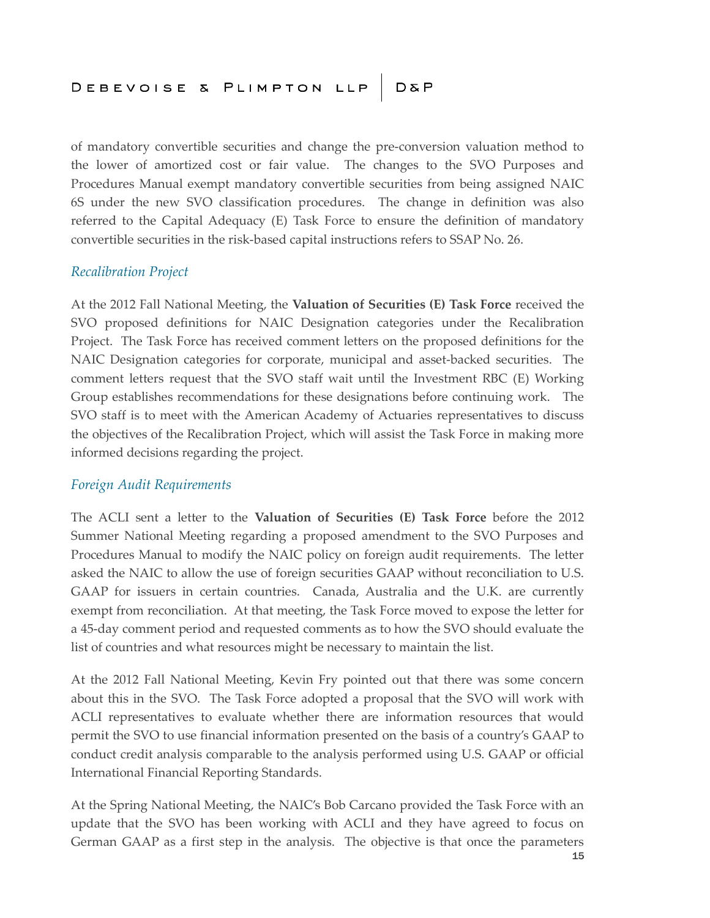of mandatory convertible securities and change the pre-conversion valuation method to the lower of amortized cost or fair value. The changes to the SVO Purposes and Procedures Manual exempt mandatory convertible securities from being assigned NAIC 6S under the new SVO classification procedures. The change in definition was also referred to the Capital Adequacy (E) Task Force to ensure the definition of mandatory convertible securities in the risk-based capital instructions refers to SSAP No. 26.

*Recalibration Project*

At the 2012 Fall National Meeting, the **Valuation of Securities (E) Task Force** received the SVO proposed definitions for NAIC Designation categories under the Recalibration Project. The Task Force has received comment letters on the proposed definitions for the NAIC Designation categories for corporate, municipal and asset-backed securities. The comment letters request that the SVO staff wait until the Investment RBC (E) Working Group establishes recommendations for these designations before continuing work. The SVO staff is to meet with the American Academy of Actuaries representatives to discuss the objectives of the Recalibration Project, which will assist the Task Force in making more informed decisions regarding the project.

*Foreign Audit Requirements*

The ACLI sent a letter to the **Valuation of Securities (E) Task Force** before the 2012 Summer National Meeting regarding a proposed amendment to the SVO Purposes and Procedures Manual to modify the NAIC policy on foreign audit requirements. The letter asked the NAIC to allow the use of foreign securities GAAP without reconciliation to U.S. GAAP for issuers in certain countries. Canada, Australia and the U.K. are currently exempt from reconciliation. At that meeting, the Task Force moved to expose the letter for a 45-day comment period and requested comments as to how the SVO should evaluate the list of countries and what resources might be necessary to maintain the list.

At the 2012 Fall National Meeting, Kevin Fry pointed out that there was some concern about this in the SVO. The Task Force adopted a proposal that the SVO will work with ACLI representatives to evaluate whether there are information resources that would permit the SVO to use financial information presented on the basis of a country's GAAP to conduct credit analysis comparable to the analysis performed using U.S. GAAP or official International Financial Reporting Standards.

At the Spring National Meeting, the NAIC's Bob Carcano provided the Task Force with an update that the SVO has been working with ACLI and they have agreed to focus on German GAAP as a first step in the analysis. The objective is that once the parameters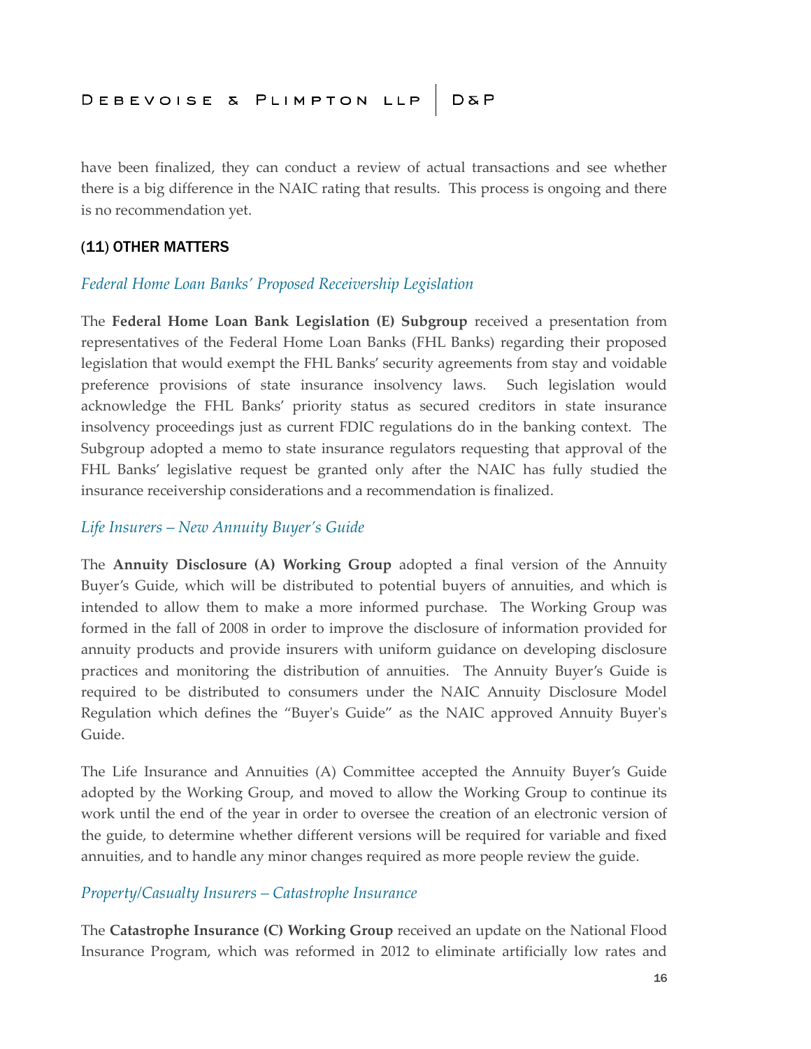have been finalized, they can conduct a review of actual transactions and see whether there is a big difference in the NAIC rating that results. This process is ongoing and there is no recommendation yet.

## (11) OTHER MATTERS

### *Federal Home Loan Banks' Proposed Receivership Legislation*

The **Federal Home Loan Bank Legislation (E) Subgroup** received a presentation from representatives of the Federal Home Loan Banks (FHL Banks) regarding their proposed legislation that would exempt the FHL Banks' security agreements from stay and voidable preference provisions of state insurance insolvency laws. Such legislation would acknowledge the FHL Banks' priority status as secured creditors in state insurance insolvency proceedings just as current FDIC regulations do in the banking context. The Subgroup adopted a memo to state insurance regulators requesting that approval of the FHL Banks' legislative request be granted only after the NAIC has fully studied the insurance receivership considerations and a recommendation is finalized.

### *Life Insurers – New Annuity Buyer's Guide*

The **Annuity Disclosure (A) Working Group** adopted a final version of the Annuity Buyer's Guide, which will be distributed to potential buyers of annuities, and which is intended to allow them to make a more informed purchase. The Working Group was formed in the fall of 2008 in order to improve the disclosure of information provided for annuity products and provide insurers with uniform guidance on developing disclosure practices and monitoring the distribution of annuities. The Annuity Buyer's Guide is required to be distributed to consumers under the NAIC Annuity Disclosure Model Regulation which defines the "Buyer's Guide" as the NAIC approved Annuity Buyer's Guide.

The Life Insurance and Annuities (A) Committee accepted the Annuity Buyer's Guide adopted by the Working Group, and moved to allow the Working Group to continue its work until the end of the year in order to oversee the creation of an electronic version of the guide, to determine whether different versions will be required for variable and fixed annuities, and to handle any minor changes required as more people review the guide.

### *Property/Casualty Insurers – Catastrophe Insurance*

The **Catastrophe Insurance (C) Working Group** received an update on the National Flood Insurance Program, which was reformed in 2012 to eliminate artificially low rates and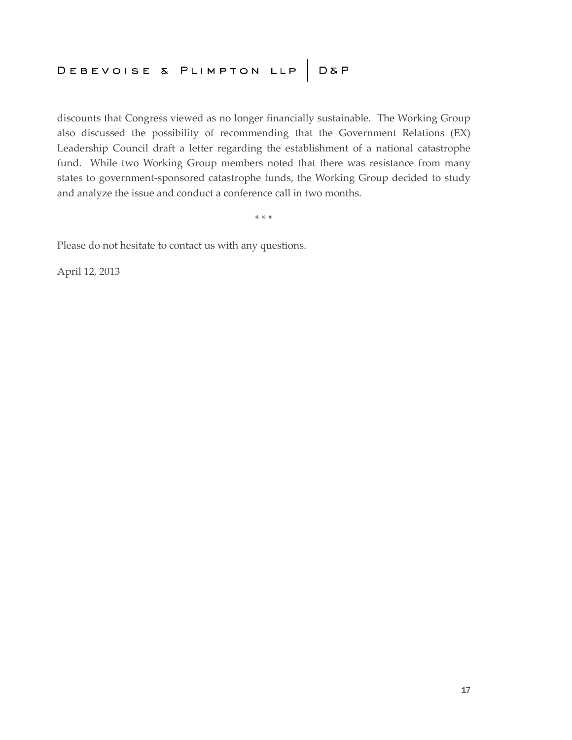discounts that Congress viewed as no longer financially sustainable. The Working Group also discussed the possibility of recommending that the Government Relations (EX) Leadership Council draft a letter regarding the establishment of a national catastrophe fund. While two Working Group members noted that there was resistance from many states to government-sponsored catastrophe funds, the Working Group decided to study and analyze the issue and conduct a conference call in two months.

* * *

Please do not hesitate to contact us with any questions.

April 12, 2013